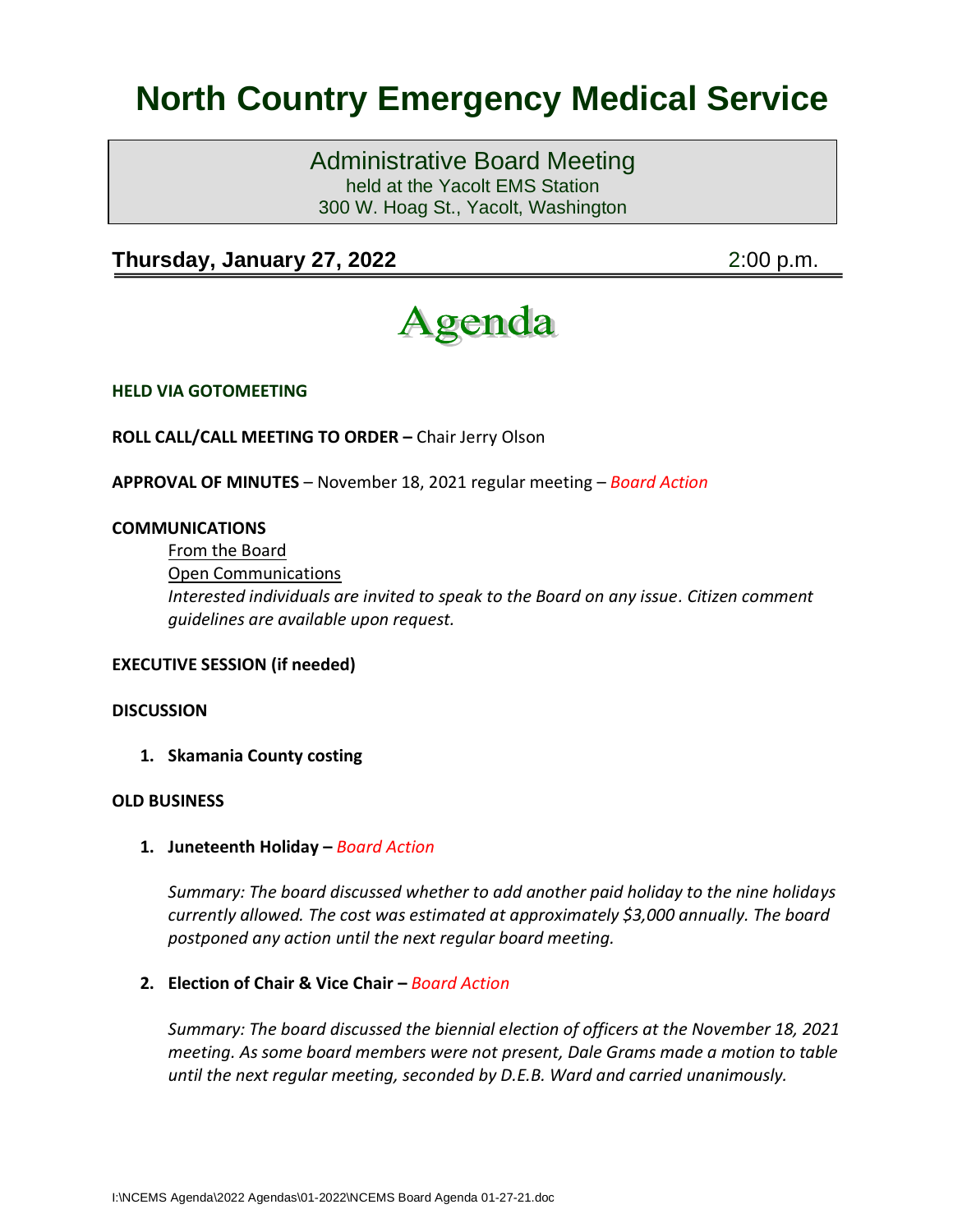# North Country Emergency Medical Service

## Administrative Board Meeting

held at the Yacolt EMS Station
300 W. Hoag St., Yacolt, Washington

**Thursday, January 27, 2022** 2:00 p.m.

# Agenda

**HELD VIA GOTOMEETING**

**ROLL CALL/CALL MEETING TO ORDER –** Chair Jerry Olson

**APPROVAL OF MINUTES** – November 18, 2021 regular meeting – *Board Action*

**COMMUNICATIONS**

From the Board

Open Communications

*Interested individuals are invited to speak to the Board on any issue. Citizen comment guidelines are available upon request.*

**EXECUTIVE SESSION (if needed)**

**DISCUSSION**

1. **Skamania County costing**

**OLD BUSINESS**

1. **Juneteenth Holiday –** *Board Action*

   *Summary: The board discussed whether to add another paid holiday to the nine holidays currently allowed. The cost was estimated at approximately $3,000 annually. The board postponed any action until the next regular board meeting.*

2. **Election of Chair & Vice Chair –** *Board Action*

   *Summary: The board discussed the biennial election of officers at the November 18, 2021 meeting. As some board members were not present, Dale Grams made a motion to table until the next regular meeting, seconded by D.E.B. Ward and carried unanimously.*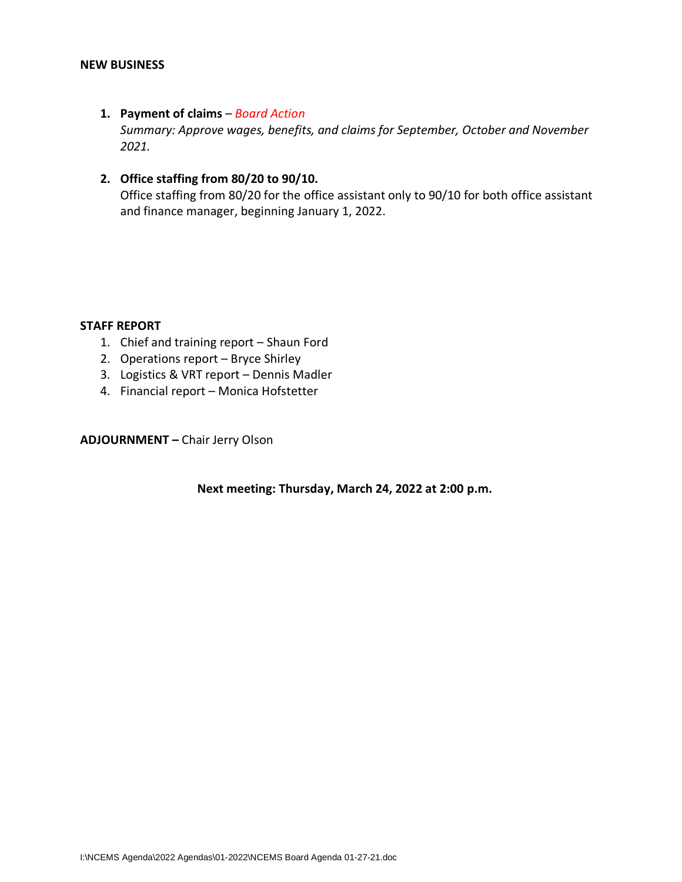**NEW BUSINESS**

1. **Payment of claims** – *Board Action*
   *Summary: Approve wages, benefits, and claims for September, October and November 2021.*

2. **Office staffing from 80/20 to 90/10.**
   Office staffing from 80/20 for the office assistant only to 90/10 for both office assistant and finance manager, beginning January 1, 2022.

**STAFF REPORT**

1. Chief and training report – Shaun Ford
2. Operations report – Bryce Shirley
3. Logistics & VRT report – Dennis Madler
4. Financial report – Monica Hofstetter

**ADJOURNMENT –** Chair Jerry Olson

**Next meeting: Thursday, March 24, 2022 at 2:00 p.m.**

I:\NCEMS Agenda\2022 Agendas\01-2022\NCEMS Board Agenda 01-27-21.doc